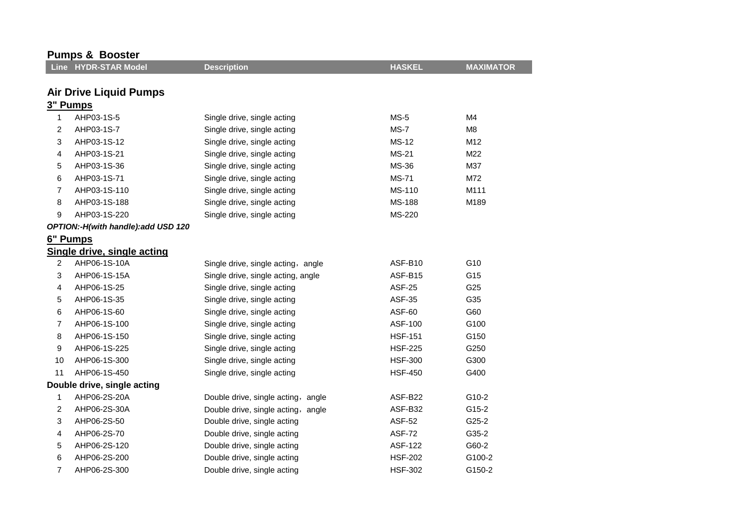## Pumps & Booster

| Line | HYDR-STAR Model | Description | HASKEL | MAXIMATOR |
|---|---|---|---|---|

### Air Drive Liquid Pumps

**3" Pumps**

| Line | HYDR-STAR Model | Description | HASKEL | MAXIMATOR |
|---|---|---|---|---|
| 1 | AHP03-1S-5 | Single drive, single acting | MS-5 | M4 |
| 2 | AHP03-1S-7 | Single drive, single acting | MS-7 | M8 |
| 3 | AHP03-1S-12 | Single drive, single acting | MS-12 | M12 |
| 4 | AHP03-1S-21 | Single drive, single acting | MS-21 | M22 |
| 5 | AHP03-1S-36 | Single drive, single acting | MS-36 | M37 |
| 6 | AHP03-1S-71 | Single drive, single acting | MS-71 | M72 |
| 7 | AHP03-1S-110 | Single drive, single acting | MS-110 | M111 |
| 8 | AHP03-1S-188 | Single drive, single acting | MS-188 | M189 |
| 9 | AHP03-1S-220 | Single drive, single acting | MS-220 | |

***OPTION:-H(with handle):add USD 120***

**6" Pumps**

**Single drive, single acting**

| Line | HYDR-STAR Model | Description | HASKEL | MAXIMATOR |
|---|---|---|---|---|
| 2 | AHP06-1S-10A | Single drive, single acting，angle | ASF-B10 | G10 |
| 3 | AHP06-1S-15A | Single drive, single acting, angle | ASF-B15 | G15 |
| 4 | AHP06-1S-25 | Single drive, single acting | ASF-25 | G25 |
| 5 | AHP06-1S-35 | Single drive, single acting | ASF-35 | G35 |
| 6 | AHP06-1S-60 | Single drive, single acting | ASF-60 | G60 |
| 7 | AHP06-1S-100 | Single drive, single acting | ASF-100 | G100 |
| 8 | AHP06-1S-150 | Single drive, single acting | HSF-151 | G150 |
| 9 | AHP06-1S-225 | Single drive, single acting | HSF-225 | G250 |
| 10 | AHP06-1S-300 | Single drive, single acting | HSF-300 | G300 |
| 11 | AHP06-1S-450 | Single drive, single acting | HSF-450 | G400 |

**Double drive, single acting**

| Line | HYDR-STAR Model | Description | HASKEL | MAXIMATOR |
|---|---|---|---|---|
| 1 | AHP06-2S-20A | Double drive, single acting，angle | ASF-B22 | G10-2 |
| 2 | AHP06-2S-30A | Double drive, single acting，angle | ASF-B32 | G15-2 |
| 3 | AHP06-2S-50 | Double drive, single acting | ASF-52 | G25-2 |
| 4 | AHP06-2S-70 | Double drive, single acting | ASF-72 | G35-2 |
| 5 | AHP06-2S-120 | Double drive, single acting | ASF-122 | G60-2 |
| 6 | AHP06-2S-200 | Double drive, single acting | HSF-202 | G100-2 |
| 7 | AHP06-2S-300 | Double drive, single acting | HSF-302 | G150-2 |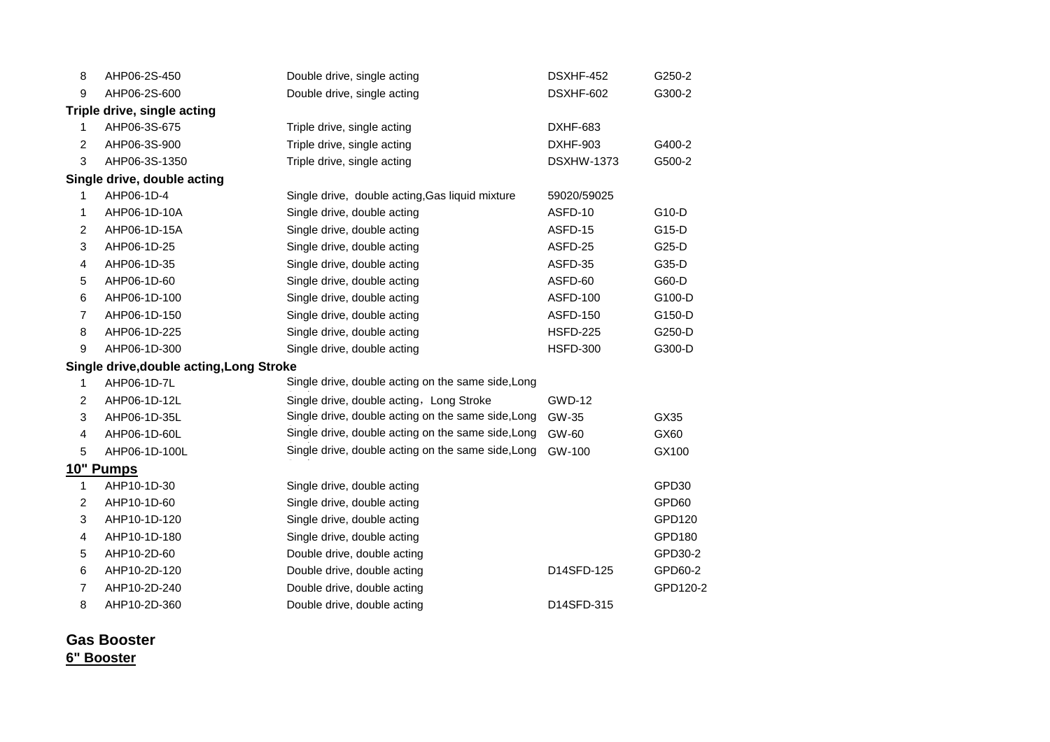| | | | | |
|---|---|---|---|---|
| 8 | AHP06-2S-450 | Double drive, single acting | DSXHF-452 | G250-2 |
| 9 | AHP06-2S-600 | Double drive, single acting | DSXHF-602 | G300-2 |
| **Triple drive, single acting** | | | | |
| 1 | AHP06-3S-675 | Triple drive, single acting | DXHF-683 | |
| 2 | AHP06-3S-900 | Triple drive, single acting | DXHF-903 | G400-2 |
| 3 | AHP06-3S-1350 | Triple drive, single acting | DSXHW-1373 | G500-2 |
| **Single drive, double acting** | | | | |
| 1 | AHP06-1D-4 | Single drive, double acting,Gas liquid mixture | 59020/59025 | |
| 1 | AHP06-1D-10A | Single drive, double acting | ASFD-10 | G10-D |
| 2 | AHP06-1D-15A | Single drive, double acting | ASFD-15 | G15-D |
| 3 | AHP06-1D-25 | Single drive, double acting | ASFD-25 | G25-D |
| 4 | AHP06-1D-35 | Single drive, double acting | ASFD-35 | G35-D |
| 5 | AHP06-1D-60 | Single drive, double acting | ASFD-60 | G60-D |
| 6 | AHP06-1D-100 | Single drive, double acting | ASFD-100 | G100-D |
| 7 | AHP06-1D-150 | Single drive, double acting | ASFD-150 | G150-D |
| 8 | AHP06-1D-225 | Single drive, double acting | HSFD-225 | G250-D |
| 9 | AHP06-1D-300 | Single drive, double acting | HSFD-300 | G300-D |
| **Single drive,double acting,Long Stroke** | | | | |
| 1 | AHP06-1D-7L | Single drive, double acting on the same side,Long | | |
| 2 | AHP06-1D-12L | Single drive, double acting，Long Stroke | GWD-12 | |
| 3 | AHP06-1D-35L | Single drive, double acting on the same side,Long | GW-35 | GX35 |
| 4 | AHP06-1D-60L | Single drive, double acting on the same side,Long | GW-60 | GX60 |
| 5 | AHP06-1D-100L | Single drive, double acting on the same side,Long | GW-100 | GX100 |
| **10" Pumps** | | | | |
| 1 | AHP10-1D-30 | Single drive, double acting | | GPD30 |
| 2 | AHP10-1D-60 | Single drive, double acting | | GPD60 |
| 3 | AHP10-1D-120 | Single drive, double acting | | GPD120 |
| 4 | AHP10-1D-180 | Single drive, double acting | | GPD180 |
| 5 | AHP10-2D-60 | Double drive, double acting | | GPD30-2 |
| 6 | AHP10-2D-120 | Double drive, double acting | D14SFD-125 | GPD60-2 |
| 7 | AHP10-2D-240 | Double drive, double acting | | GPD120-2 |
| 8 | AHP10-2D-360 | Double drive, double acting | D14SFD-315 | |

## Gas Booster

### 6" Booster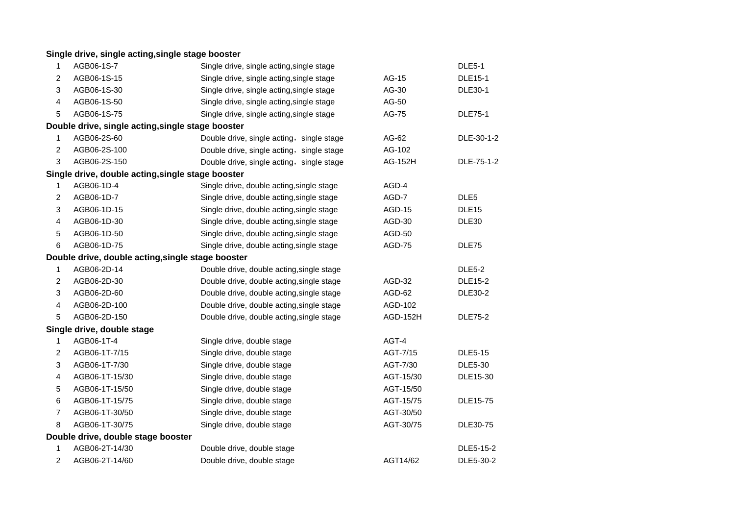**Single drive, single acting,single stage booster**

| | | | | |
|---|---|---|---|---|
| 1 | AGB06-1S-7 | Single drive, single acting,single stage | | DLE5-1 |
| 2 | AGB06-1S-15 | Single drive, single acting,single stage | AG-15 | DLE15-1 |
| 3 | AGB06-1S-30 | Single drive, single acting,single stage | AG-30 | DLE30-1 |
| 4 | AGB06-1S-50 | Single drive, single acting,single stage | AG-50 | |
| 5 | AGB06-1S-75 | Single drive, single acting,single stage | AG-75 | DLE75-1 |

**Double drive, single acting,single stage booster**

| | | | | |
|---|---|---|---|---|
| 1 | AGB06-2S-60 | Double drive, single acting，single stage | AG-62 | DLE-30-1-2 |
| 2 | AGB06-2S-100 | Double drive, single acting，single stage | AG-102 | |
| 3 | AGB06-2S-150 | Double drive, single acting，single stage | AG-152H | DLE-75-1-2 |

**Single drive, double acting,single stage booster**

| | | | | |
|---|---|---|---|---|
| 1 | AGB06-1D-4 | Single drive, double acting,single stage | AGD-4 | |
| 2 | AGB06-1D-7 | Single drive, double acting,single stage | AGD-7 | DLE5 |
| 3 | AGB06-1D-15 | Single drive, double acting,single stage | AGD-15 | DLE15 |
| 4 | AGB06-1D-30 | Single drive, double acting,single stage | AGD-30 | DLE30 |
| 5 | AGB06-1D-50 | Single drive, double acting,single stage | AGD-50 | |
| 6 | AGB06-1D-75 | Single drive, double acting,single stage | AGD-75 | DLE75 |

**Double drive, double acting,single stage booster**

| | | | | |
|---|---|---|---|---|
| 1 | AGB06-2D-14 | Double drive, double acting,single stage | | DLE5-2 |
| 2 | AGB06-2D-30 | Double drive, double acting,single stage | AGD-32 | DLE15-2 |
| 3 | AGB06-2D-60 | Double drive, double acting,single stage | AGD-62 | DLE30-2 |
| 4 | AGB06-2D-100 | Double drive, double acting,single stage | AGD-102 | |
| 5 | AGB06-2D-150 | Double drive, double acting,single stage | AGD-152H | DLE75-2 |

**Single drive, double stage**

| | | | | |
|---|---|---|---|---|
| 1 | AGB06-1T-4 | Single drive, double stage | AGT-4 | |
| 2 | AGB06-1T-7/15 | Single drive, double stage | AGT-7/15 | DLE5-15 |
| 3 | AGB06-1T-7/30 | Single drive, double stage | AGT-7/30 | DLE5-30 |
| 4 | AGB06-1T-15/30 | Single drive, double stage | AGT-15/30 | DLE15-30 |
| 5 | AGB06-1T-15/50 | Single drive, double stage | AGT-15/50 | |
| 6 | AGB06-1T-15/75 | Single drive, double stage | AGT-15/75 | DLE15-75 |
| 7 | AGB06-1T-30/50 | Single drive, double stage | AGT-30/50 | |
| 8 | AGB06-1T-30/75 | Single drive, double stage | AGT-30/75 | DLE30-75 |

**Double drive, double stage booster**

| | | | | |
|---|---|---|---|---|
| 1 | AGB06-2T-14/30 | Double drive, double stage | | DLE5-15-2 |
| 2 | AGB06-2T-14/60 | Double drive, double stage | AGT14/62 | DLE5-30-2 |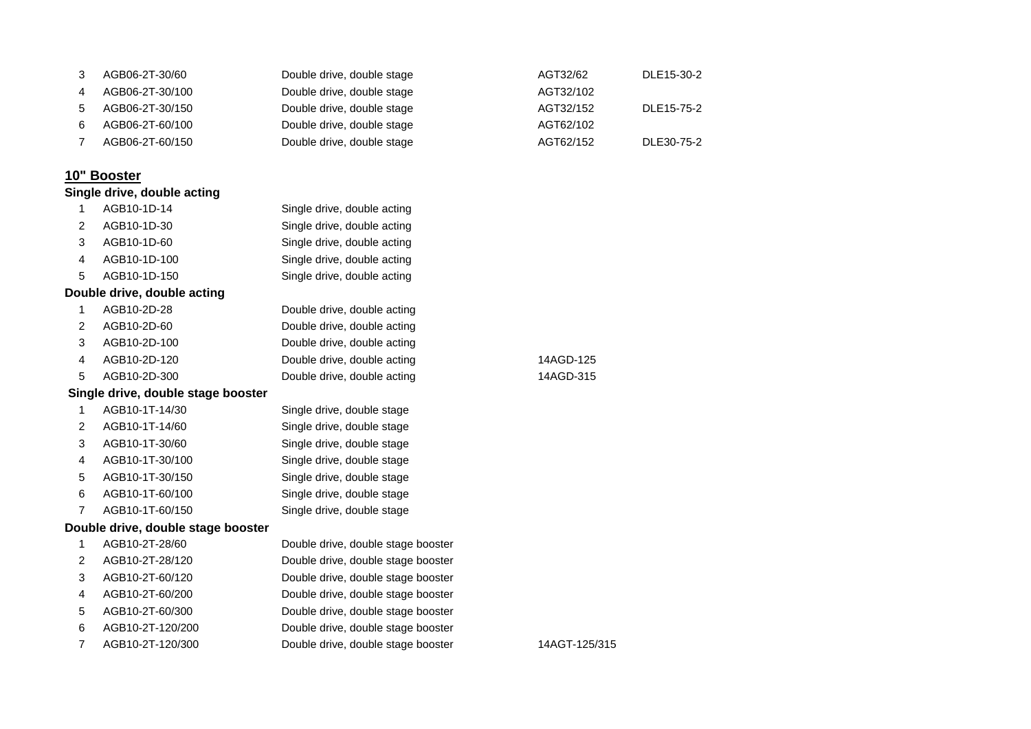| | | | | |
|---|---|---|---|---|
| 3 | AGB06-2T-30/60 | Double drive, double stage | AGT32/62 | DLE15-30-2 |
| 4 | AGB06-2T-30/100 | Double drive, double stage | AGT32/102 | |
| 5 | AGB06-2T-30/150 | Double drive, double stage | AGT32/152 | DLE15-75-2 |
| 6 | AGB06-2T-60/100 | Double drive, double stage | AGT62/102 | |
| 7 | AGB06-2T-60/150 | Double drive, double stage | AGT62/152 | DLE30-75-2 |

## 10" Booster

**Single drive, double acting**

| | | | | |
|---|---|---|---|---|
| 1 | AGB10-1D-14 | Single drive, double acting | | |
| 2 | AGB10-1D-30 | Single drive, double acting | | |
| 3 | AGB10-1D-60 | Single drive, double acting | | |
| 4 | AGB10-1D-100 | Single drive, double acting | | |
| 5 | AGB10-1D-150 | Single drive, double acting | | |

**Double drive, double acting**

| | | | | |
|---|---|---|---|---|
| 1 | AGB10-2D-28 | Double drive, double acting | | |
| 2 | AGB10-2D-60 | Double drive, double acting | | |
| 3 | AGB10-2D-100 | Double drive, double acting | | |
| 4 | AGB10-2D-120 | Double drive, double acting | 14AGD-125 | |
| 5 | AGB10-2D-300 | Double drive, double acting | 14AGD-315 | |

**Single drive, double stage booster**

| | | | | |
|---|---|---|---|---|
| 1 | AGB10-1T-14/30 | Single drive, double stage | | |
| 2 | AGB10-1T-14/60 | Single drive, double stage | | |
| 3 | AGB10-1T-30/60 | Single drive, double stage | | |
| 4 | AGB10-1T-30/100 | Single drive, double stage | | |
| 5 | AGB10-1T-30/150 | Single drive, double stage | | |
| 6 | AGB10-1T-60/100 | Single drive, double stage | | |
| 7 | AGB10-1T-60/150 | Single drive, double stage | | |

**Double drive, double stage booster**

| | | | | |
|---|---|---|---|---|
| 1 | AGB10-2T-28/60 | Double drive, double stage booster | | |
| 2 | AGB10-2T-28/120 | Double drive, double stage booster | | |
| 3 | AGB10-2T-60/120 | Double drive, double stage booster | | |
| 4 | AGB10-2T-60/200 | Double drive, double stage booster | | |
| 5 | AGB10-2T-60/300 | Double drive, double stage booster | | |
| 6 | AGB10-2T-120/200 | Double drive, double stage booster | | |
| 7 | AGB10-2T-120/300 | Double drive, double stage booster | 14AGT-125/315 | |